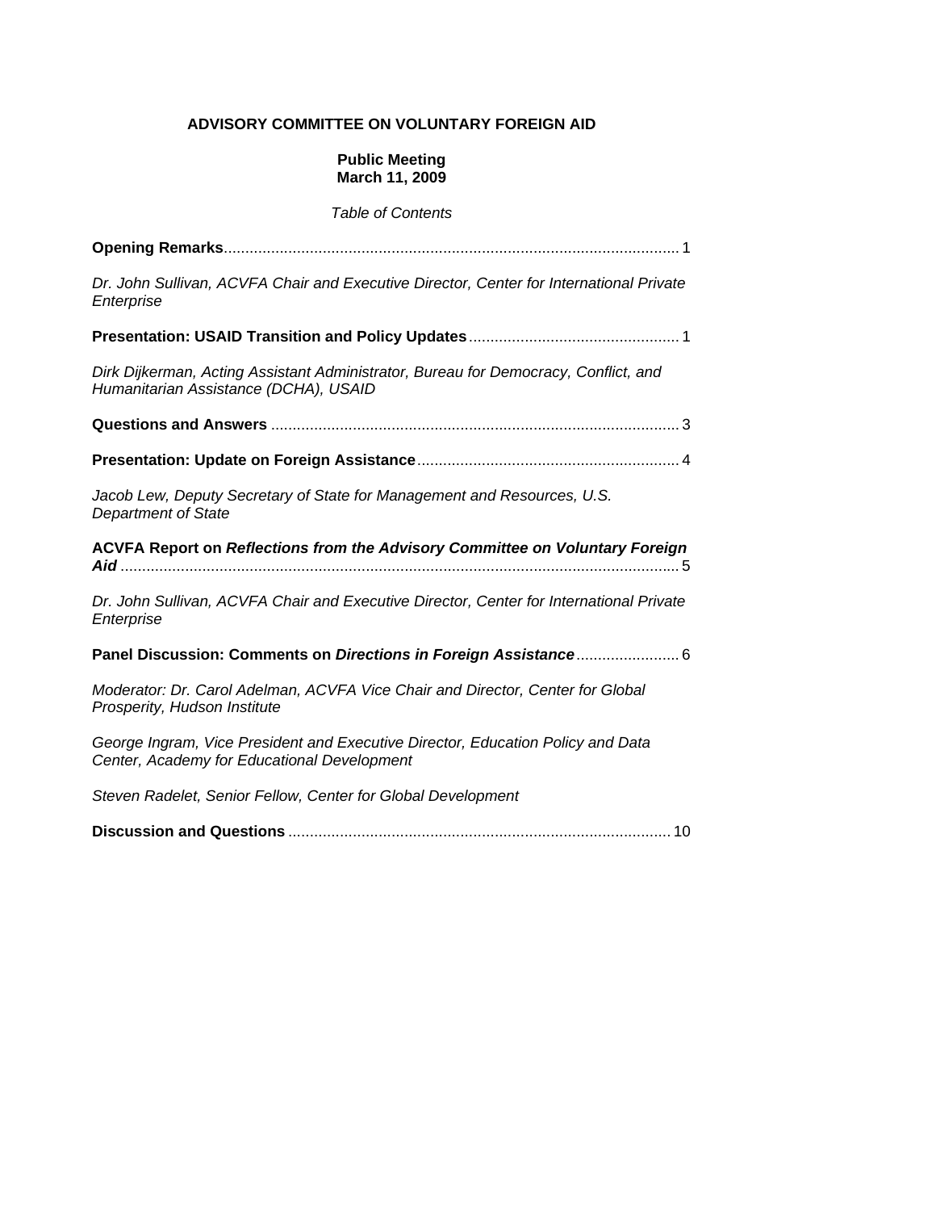**ADVISORY COMMITTEE ON VOLUNTARY FOREIGN AID**

**Public Meeting**
**March 11, 2009**

*Table of Contents*

**Opening Remarks**............................................................................................................ 1

*Dr. John Sullivan, ACVFA Chair and Executive Director, Center for International Private Enterprise*

**Presentation: USAID Transition and Policy Updates**................................................. 1

*Dirk Dijkerman, Acting Assistant Administrator, Bureau for Democracy, Conflict, and Humanitarian Assistance (DCHA), USAID*

**Questions and Answers** .............................................................................................. 3

**Presentation: Update on Foreign Assistance**............................................................. 4

*Jacob Lew, Deputy Secretary of State for Management and Resources, U.S. Department of State*

**ACVFA Report on *Reflections from the Advisory Committee on Voluntary Foreign Aid*** ................................................................................................................... 5

*Dr. John Sullivan, ACVFA Chair and Executive Director, Center for International Private Enterprise*

**Panel Discussion: Comments on *Directions in Foreign Assistance***........................ 6

*Moderator: Dr. Carol Adelman, ACVFA Vice Chair and Director, Center for Global Prosperity, Hudson Institute*

*George Ingram, Vice President and Executive Director, Education Policy and Data Center, Academy for Educational Development*

*Steven Radelet, Senior Fellow, Center for Global Development*

**Discussion and Questions** ......................................................................................... 10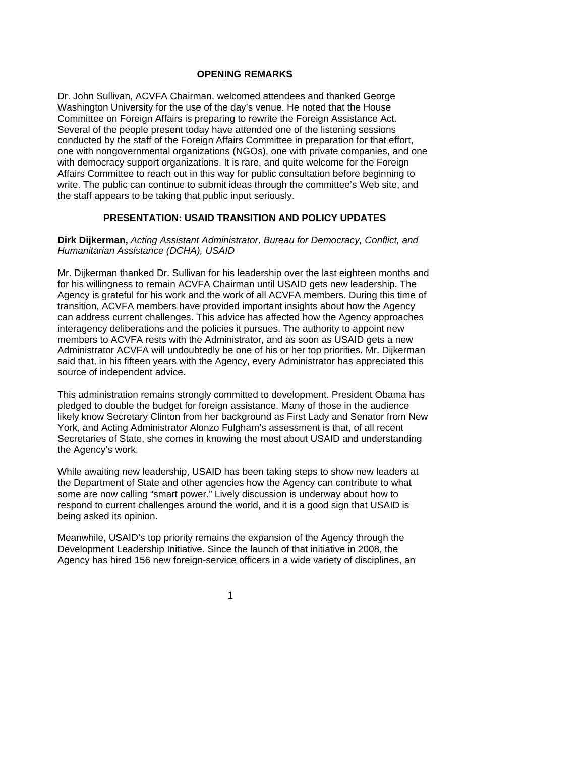## OPENING REMARKS

Dr. John Sullivan, ACVFA Chairman, welcomed attendees and thanked George Washington University for the use of the day's venue. He noted that the House Committee on Foreign Affairs is preparing to rewrite the Foreign Assistance Act. Several of the people present today have attended one of the listening sessions conducted by the staff of the Foreign Affairs Committee in preparation for that effort, one with nongovernmental organizations (NGOs), one with private companies, and one with democracy support organizations. It is rare, and quite welcome for the Foreign Affairs Committee to reach out in this way for public consultation before beginning to write. The public can continue to submit ideas through the committee's Web site, and the staff appears to be taking that public input seriously.

## PRESENTATION: USAID TRANSITION AND POLICY UPDATES

**Dirk Dijkerman,** *Acting Assistant Administrator, Bureau for Democracy, Conflict, and Humanitarian Assistance (DCHA), USAID*

Mr. Dijkerman thanked Dr. Sullivan for his leadership over the last eighteen months and for his willingness to remain ACVFA Chairman until USAID gets new leadership. The Agency is grateful for his work and the work of all ACVFA members. During this time of transition, ACVFA members have provided important insights about how the Agency can address current challenges. This advice has affected how the Agency approaches interagency deliberations and the policies it pursues. The authority to appoint new members to ACVFA rests with the Administrator, and as soon as USAID gets a new Administrator ACVFA will undoubtedly be one of his or her top priorities. Mr. Dijkerman said that, in his fifteen years with the Agency, every Administrator has appreciated this source of independent advice.

This administration remains strongly committed to development. President Obama has pledged to double the budget for foreign assistance. Many of those in the audience likely know Secretary Clinton from her background as First Lady and Senator from New York, and Acting Administrator Alonzo Fulgham's assessment is that, of all recent Secretaries of State, she comes in knowing the most about USAID and understanding the Agency's work.

While awaiting new leadership, USAID has been taking steps to show new leaders at the Department of State and other agencies how the Agency can contribute to what some are now calling "smart power." Lively discussion is underway about how to respond to current challenges around the world, and it is a good sign that USAID is being asked its opinion.

Meanwhile, USAID's top priority remains the expansion of the Agency through the Development Leadership Initiative. Since the launch of that initiative in 2008, the Agency has hired 156 new foreign-service officers in a wide variety of disciplines, an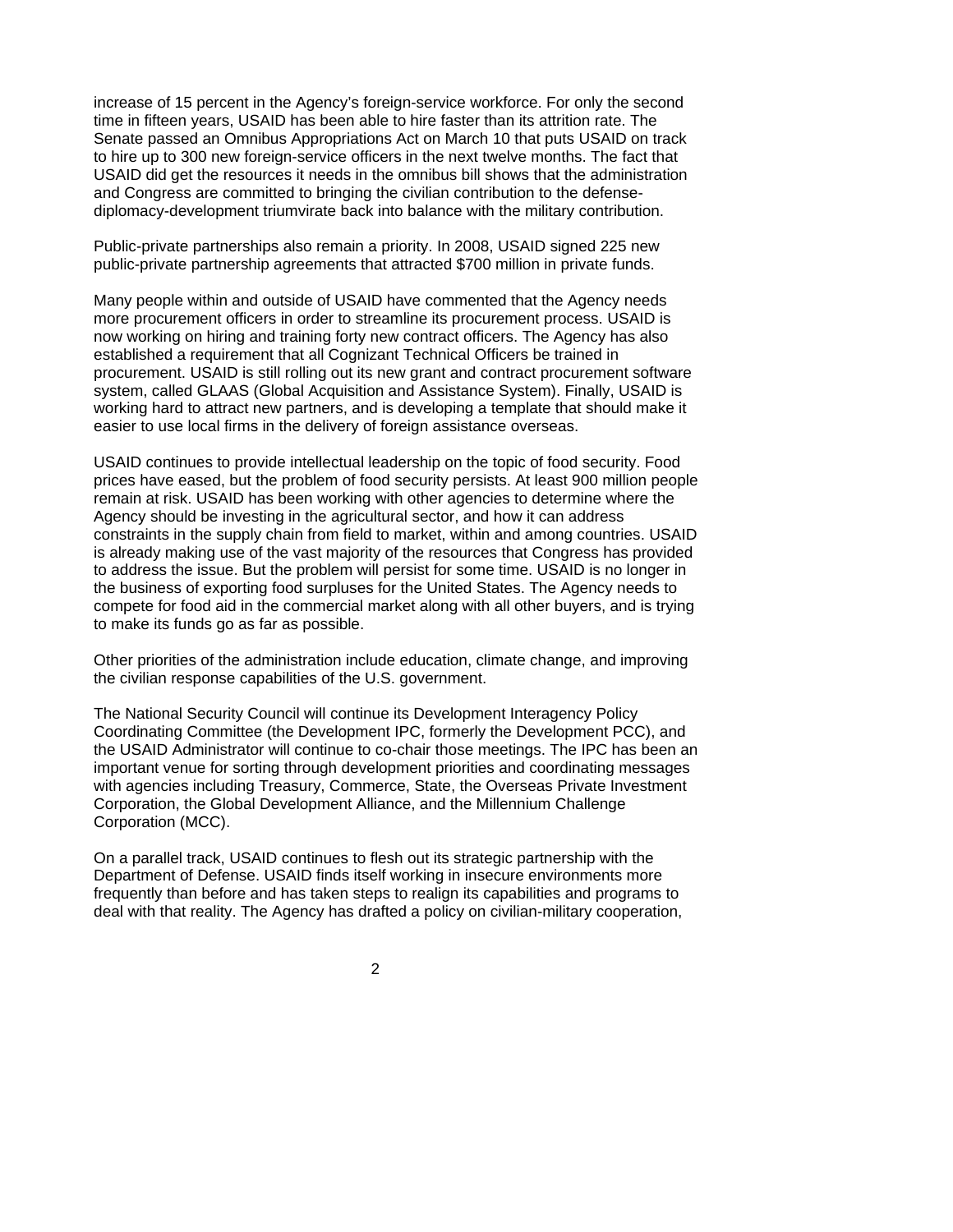increase of 15 percent in the Agency's foreign-service workforce. For only the second time in fifteen years, USAID has been able to hire faster than its attrition rate. The Senate passed an Omnibus Appropriations Act on March 10 that puts USAID on track to hire up to 300 new foreign-service officers in the next twelve months. The fact that USAID did get the resources it needs in the omnibus bill shows that the administration and Congress are committed to bringing the civilian contribution to the defense-diplomacy-development triumvirate back into balance with the military contribution.

Public-private partnerships also remain a priority. In 2008, USAID signed 225 new public-private partnership agreements that attracted $700 million in private funds.

Many people within and outside of USAID have commented that the Agency needs more procurement officers in order to streamline its procurement process. USAID is now working on hiring and training forty new contract officers. The Agency has also established a requirement that all Cognizant Technical Officers be trained in procurement. USAID is still rolling out its new grant and contract procurement software system, called GLAAS (Global Acquisition and Assistance System). Finally, USAID is working hard to attract new partners, and is developing a template that should make it easier to use local firms in the delivery of foreign assistance overseas.

USAID continues to provide intellectual leadership on the topic of food security. Food prices have eased, but the problem of food security persists. At least 900 million people remain at risk. USAID has been working with other agencies to determine where the Agency should be investing in the agricultural sector, and how it can address constraints in the supply chain from field to market, within and among countries. USAID is already making use of the vast majority of the resources that Congress has provided to address the issue. But the problem will persist for some time. USAID is no longer in the business of exporting food surpluses for the United States. The Agency needs to compete for food aid in the commercial market along with all other buyers, and is trying to make its funds go as far as possible.

Other priorities of the administration include education, climate change, and improving the civilian response capabilities of the U.S. government.

The National Security Council will continue its Development Interagency Policy Coordinating Committee (the Development IPC, formerly the Development PCC), and the USAID Administrator will continue to co-chair those meetings. The IPC has been an important venue for sorting through development priorities and coordinating messages with agencies including Treasury, Commerce, State, the Overseas Private Investment Corporation, the Global Development Alliance, and the Millennium Challenge Corporation (MCC).

On a parallel track, USAID continues to flesh out its strategic partnership with the Department of Defense. USAID finds itself working in insecure environments more frequently than before and has taken steps to realign its capabilities and programs to deal with that reality. The Agency has drafted a policy on civilian-military cooperation,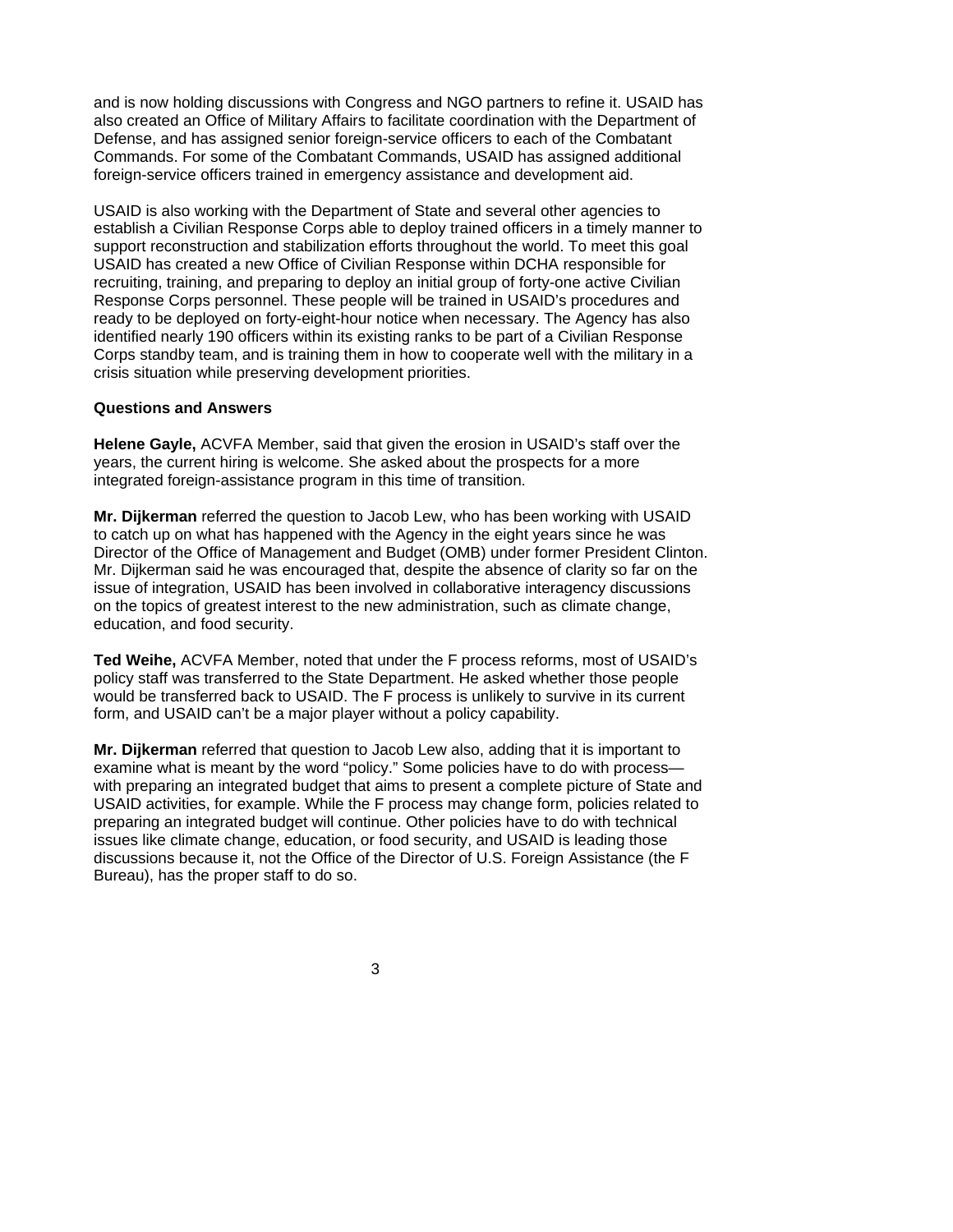and is now holding discussions with Congress and NGO partners to refine it. USAID has also created an Office of Military Affairs to facilitate coordination with the Department of Defense, and has assigned senior foreign-service officers to each of the Combatant Commands. For some of the Combatant Commands, USAID has assigned additional foreign-service officers trained in emergency assistance and development aid.

USAID is also working with the Department of State and several other agencies to establish a Civilian Response Corps able to deploy trained officers in a timely manner to support reconstruction and stabilization efforts throughout the world. To meet this goal USAID has created a new Office of Civilian Response within DCHA responsible for recruiting, training, and preparing to deploy an initial group of forty-one active Civilian Response Corps personnel. These people will be trained in USAID's procedures and ready to be deployed on forty-eight-hour notice when necessary. The Agency has also identified nearly 190 officers within its existing ranks to be part of a Civilian Response Corps standby team, and is training them in how to cooperate well with the military in a crisis situation while preserving development priorities.

**Questions and Answers**

**Helene Gayle,** ACVFA Member, said that given the erosion in USAID's staff over the years, the current hiring is welcome. She asked about the prospects for a more integrated foreign-assistance program in this time of transition.

**Mr. Dijkerman** referred the question to Jacob Lew, who has been working with USAID to catch up on what has happened with the Agency in the eight years since he was Director of the Office of Management and Budget (OMB) under former President Clinton. Mr. Dijkerman said he was encouraged that, despite the absence of clarity so far on the issue of integration, USAID has been involved in collaborative interagency discussions on the topics of greatest interest to the new administration, such as climate change, education, and food security.

**Ted Weihe,** ACVFA Member, noted that under the F process reforms, most of USAID's policy staff was transferred to the State Department. He asked whether those people would be transferred back to USAID. The F process is unlikely to survive in its current form, and USAID can't be a major player without a policy capability.

**Mr. Dijkerman** referred that question to Jacob Lew also, adding that it is important to examine what is meant by the word "policy." Some policies have to do with process—with preparing an integrated budget that aims to present a complete picture of State and USAID activities, for example. While the F process may change form, policies related to preparing an integrated budget will continue. Other policies have to do with technical issues like climate change, education, or food security, and USAID is leading those discussions because it, not the Office of the Director of U.S. Foreign Assistance (the F Bureau), has the proper staff to do so.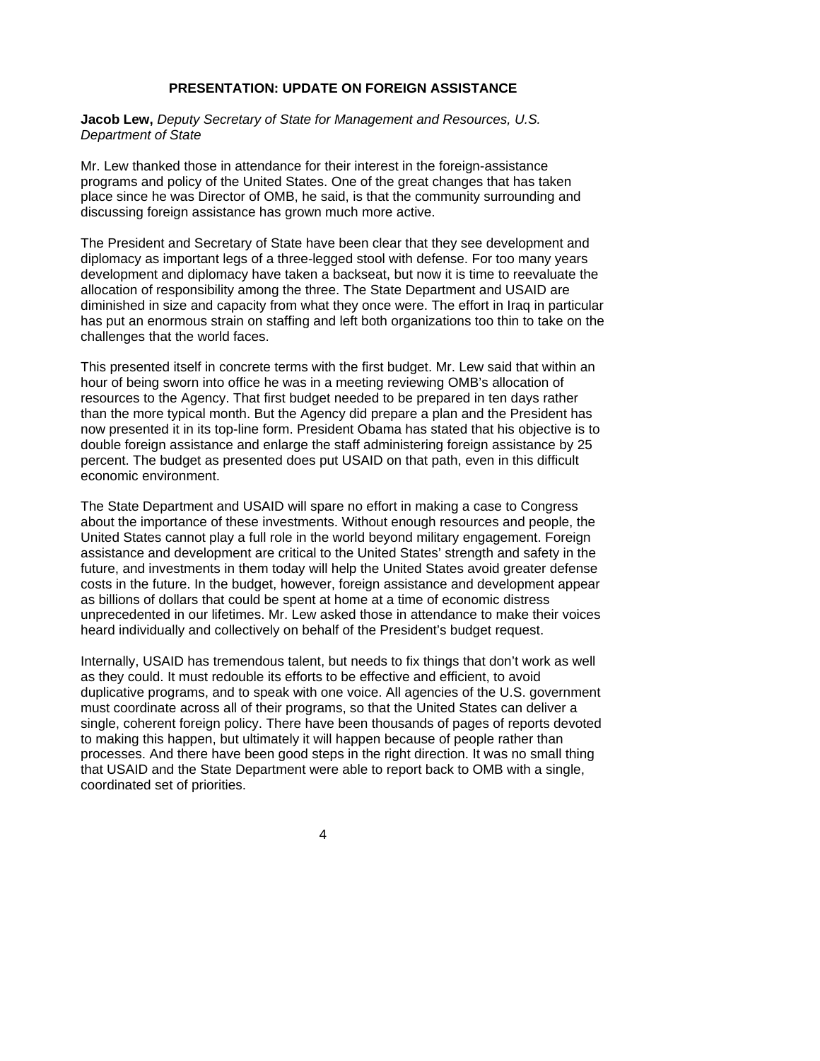## PRESENTATION: UPDATE ON FOREIGN ASSISTANCE

**Jacob Lew,** *Deputy Secretary of State for Management and Resources, U.S. Department of State*

Mr. Lew thanked those in attendance for their interest in the foreign-assistance programs and policy of the United States. One of the great changes that has taken place since he was Director of OMB, he said, is that the community surrounding and discussing foreign assistance has grown much more active.

The President and Secretary of State have been clear that they see development and diplomacy as important legs of a three-legged stool with defense. For too many years development and diplomacy have taken a backseat, but now it is time to reevaluate the allocation of responsibility among the three. The State Department and USAID are diminished in size and capacity from what they once were. The effort in Iraq in particular has put an enormous strain on staffing and left both organizations too thin to take on the challenges that the world faces.

This presented itself in concrete terms with the first budget. Mr. Lew said that within an hour of being sworn into office he was in a meeting reviewing OMB's allocation of resources to the Agency. That first budget needed to be prepared in ten days rather than the more typical month. But the Agency did prepare a plan and the President has now presented it in its top-line form. President Obama has stated that his objective is to double foreign assistance and enlarge the staff administering foreign assistance by 25 percent. The budget as presented does put USAID on that path, even in this difficult economic environment.

The State Department and USAID will spare no effort in making a case to Congress about the importance of these investments. Without enough resources and people, the United States cannot play a full role in the world beyond military engagement. Foreign assistance and development are critical to the United States' strength and safety in the future, and investments in them today will help the United States avoid greater defense costs in the future. In the budget, however, foreign assistance and development appear as billions of dollars that could be spent at home at a time of economic distress unprecedented in our lifetimes. Mr. Lew asked those in attendance to make their voices heard individually and collectively on behalf of the President's budget request.

Internally, USAID has tremendous talent, but needs to fix things that don't work as well as they could. It must redouble its efforts to be effective and efficient, to avoid duplicative programs, and to speak with one voice. All agencies of the U.S. government must coordinate across all of their programs, so that the United States can deliver a single, coherent foreign policy. There have been thousands of pages of reports devoted to making this happen, but ultimately it will happen because of people rather than processes. And there have been good steps in the right direction. It was no small thing that USAID and the State Department were able to report back to OMB with a single, coordinated set of priorities.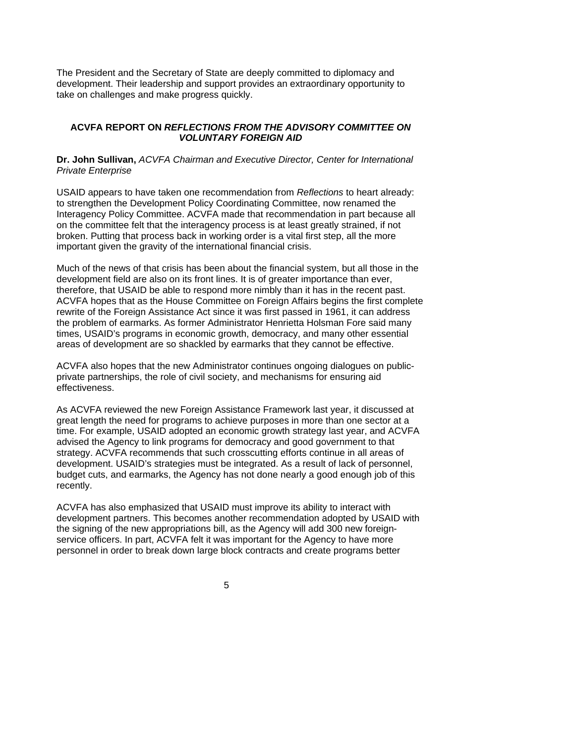The President and the Secretary of State are deeply committed to diplomacy and development. Their leadership and support provides an extraordinary opportunity to take on challenges and make progress quickly.

### ACVFA REPORT ON *REFLECTIONS FROM THE ADVISORY COMMITTEE ON VOLUNTARY FOREIGN AID*

**Dr. John Sullivan,** *ACVFA Chairman and Executive Director, Center for International Private Enterprise*

USAID appears to have taken one recommendation from *Reflections* to heart already: to strengthen the Development Policy Coordinating Committee, now renamed the Interagency Policy Committee. ACVFA made that recommendation in part because all on the committee felt that the interagency process is at least greatly strained, if not broken. Putting that process back in working order is a vital first step, all the more important given the gravity of the international financial crisis.

Much of the news of that crisis has been about the financial system, but all those in the development field are also on its front lines. It is of greater importance than ever, therefore, that USAID be able to respond more nimbly than it has in the recent past. ACVFA hopes that as the House Committee on Foreign Affairs begins the first complete rewrite of the Foreign Assistance Act since it was first passed in 1961, it can address the problem of earmarks. As former Administrator Henrietta Holsman Fore said many times, USAID's programs in economic growth, democracy, and many other essential areas of development are so shackled by earmarks that they cannot be effective.

ACVFA also hopes that the new Administrator continues ongoing dialogues on public-private partnerships, the role of civil society, and mechanisms for ensuring aid effectiveness.

As ACVFA reviewed the new Foreign Assistance Framework last year, it discussed at great length the need for programs to achieve purposes in more than one sector at a time. For example, USAID adopted an economic growth strategy last year, and ACVFA advised the Agency to link programs for democracy and good government to that strategy. ACVFA recommends that such crosscutting efforts continue in all areas of development. USAID's strategies must be integrated. As a result of lack of personnel, budget cuts, and earmarks, the Agency has not done nearly a good enough job of this recently.

ACVFA has also emphasized that USAID must improve its ability to interact with development partners. This becomes another recommendation adopted by USAID with the signing of the new appropriations bill, as the Agency will add 300 new foreign-service officers. In part, ACVFA felt it was important for the Agency to have more personnel in order to break down large block contracts and create programs better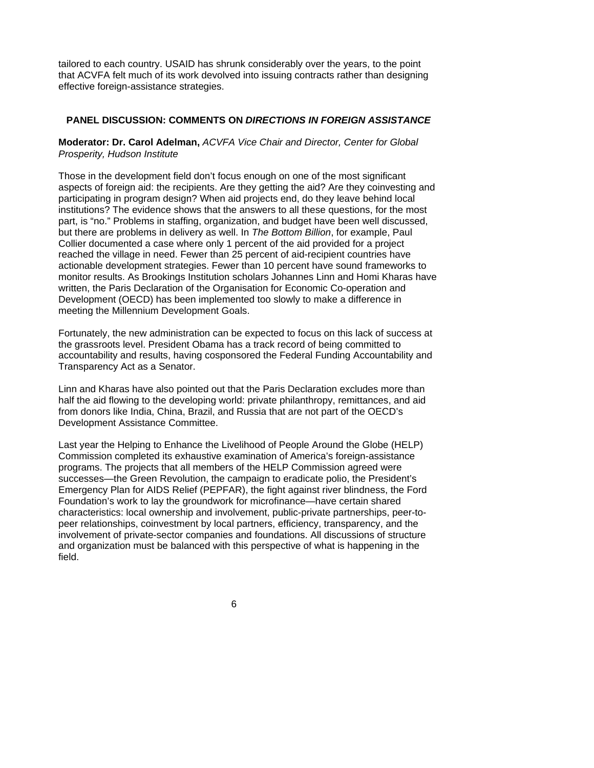tailored to each country. USAID has shrunk considerably over the years, to the point that ACVFA felt much of its work devolved into issuing contracts rather than designing effective foreign-assistance strategies.

## PANEL DISCUSSION: COMMENTS ON *DIRECTIONS IN FOREIGN ASSISTANCE*

**Moderator: Dr. Carol Adelman,** *ACVFA Vice Chair and Director, Center for Global Prosperity, Hudson Institute*

Those in the development field don't focus enough on one of the most significant aspects of foreign aid: the recipients. Are they getting the aid? Are they coinvesting and participating in program design? When aid projects end, do they leave behind local institutions? The evidence shows that the answers to all these questions, for the most part, is "no." Problems in staffing, organization, and budget have been well discussed, but there are problems in delivery as well. In *The Bottom Billion*, for example, Paul Collier documented a case where only 1 percent of the aid provided for a project reached the village in need. Fewer than 25 percent of aid-recipient countries have actionable development strategies. Fewer than 10 percent have sound frameworks to monitor results. As Brookings Institution scholars Johannes Linn and Homi Kharas have written, the Paris Declaration of the Organisation for Economic Co-operation and Development (OECD) has been implemented too slowly to make a difference in meeting the Millennium Development Goals.

Fortunately, the new administration can be expected to focus on this lack of success at the grassroots level. President Obama has a track record of being committed to accountability and results, having cosponsored the Federal Funding Accountability and Transparency Act as a Senator.

Linn and Kharas have also pointed out that the Paris Declaration excludes more than half the aid flowing to the developing world: private philanthropy, remittances, and aid from donors like India, China, Brazil, and Russia that are not part of the OECD's Development Assistance Committee.

Last year the Helping to Enhance the Livelihood of People Around the Globe (HELP) Commission completed its exhaustive examination of America's foreign-assistance programs. The projects that all members of the HELP Commission agreed were successes—the Green Revolution, the campaign to eradicate polio, the President's Emergency Plan for AIDS Relief (PEPFAR), the fight against river blindness, the Ford Foundation's work to lay the groundwork for microfinance—have certain shared characteristics: local ownership and involvement, public-private partnerships, peer-to-peer relationships, coinvestment by local partners, efficiency, transparency, and the involvement of private-sector companies and foundations. All discussions of structure and organization must be balanced with this perspective of what is happening in the field.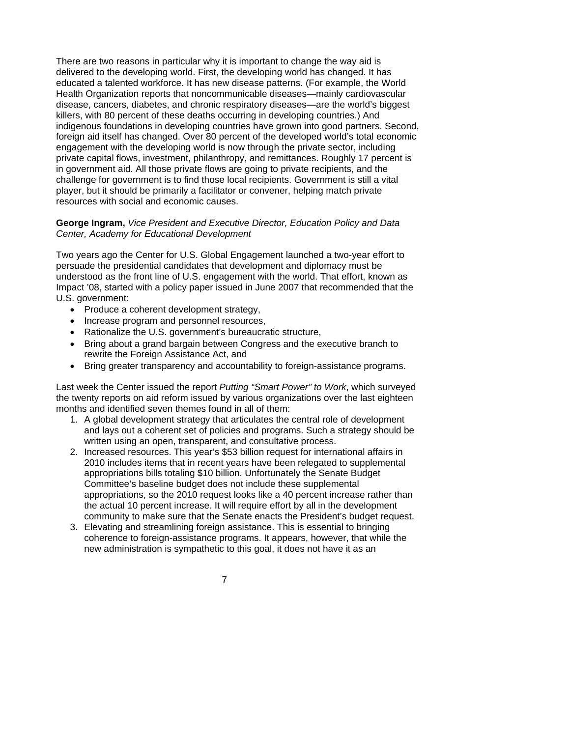There are two reasons in particular why it is important to change the way aid is delivered to the developing world. First, the developing world has changed. It has educated a talented workforce. It has new disease patterns. (For example, the World Health Organization reports that noncommunicable diseases—mainly cardiovascular disease, cancers, diabetes, and chronic respiratory diseases—are the world's biggest killers, with 80 percent of these deaths occurring in developing countries.) And indigenous foundations in developing countries have grown into good partners. Second, foreign aid itself has changed. Over 80 percent of the developed world's total economic engagement with the developing world is now through the private sector, including private capital flows, investment, philanthropy, and remittances. Roughly 17 percent is in government aid. All those private flows are going to private recipients, and the challenge for government is to find those local recipients. Government is still a vital player, but it should be primarily a facilitator or convener, helping match private resources with social and economic causes.

**George Ingram,** *Vice President and Executive Director, Education Policy and Data Center, Academy for Educational Development*

Two years ago the Center for U.S. Global Engagement launched a two-year effort to persuade the presidential candidates that development and diplomacy must be understood as the front line of U.S. engagement with the world. That effort, known as Impact '08, started with a policy paper issued in June 2007 that recommended that the U.S. government:

- Produce a coherent development strategy,
- Increase program and personnel resources,
- Rationalize the U.S. government's bureaucratic structure,
- Bring about a grand bargain between Congress and the executive branch to rewrite the Foreign Assistance Act, and
- Bring greater transparency and accountability to foreign-assistance programs.

Last week the Center issued the report *Putting "Smart Power" to Work*, which surveyed the twenty reports on aid reform issued by various organizations over the last eighteen months and identified seven themes found in all of them:

1. A global development strategy that articulates the central role of development and lays out a coherent set of policies and programs. Such a strategy should be written using an open, transparent, and consultative process.
2. Increased resources. This year's \$53 billion request for international affairs in 2010 includes items that in recent years have been relegated to supplemental appropriations bills totaling \$10 billion. Unfortunately the Senate Budget Committee's baseline budget does not include these supplemental appropriations, so the 2010 request looks like a 40 percent increase rather than the actual 10 percent increase. It will require effort by all in the development community to make sure that the Senate enacts the President's budget request.
3. Elevating and streamlining foreign assistance. This is essential to bringing coherence to foreign-assistance programs. It appears, however, that while the new administration is sympathetic to this goal, it does not have it as an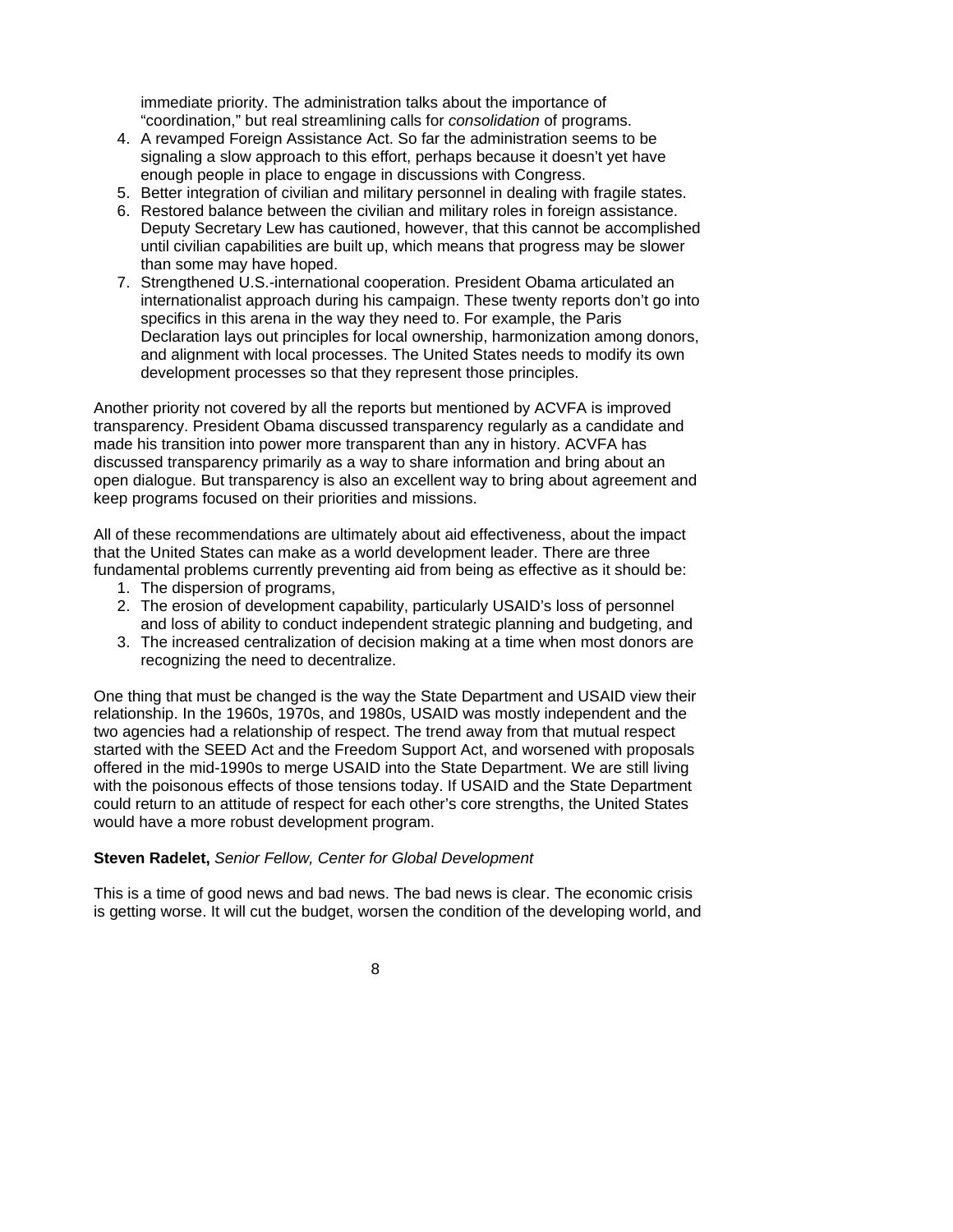immediate priority. The administration talks about the importance of "coordination," but real streamlining calls for *consolidation* of programs.

4. A revamped Foreign Assistance Act. So far the administration seems to be signaling a slow approach to this effort, perhaps because it doesn't yet have enough people in place to engage in discussions with Congress.
5. Better integration of civilian and military personnel in dealing with fragile states.
6. Restored balance between the civilian and military roles in foreign assistance. Deputy Secretary Lew has cautioned, however, that this cannot be accomplished until civilian capabilities are built up, which means that progress may be slower than some may have hoped.
7. Strengthened U.S.-international cooperation. President Obama articulated an internationalist approach during his campaign. These twenty reports don't go into specifics in this arena in the way they need to. For example, the Paris Declaration lays out principles for local ownership, harmonization among donors, and alignment with local processes. The United States needs to modify its own development processes so that they represent those principles.

Another priority not covered by all the reports but mentioned by ACVFA is improved transparency. President Obama discussed transparency regularly as a candidate and made his transition into power more transparent than any in history. ACVFA has discussed transparency primarily as a way to share information and bring about an open dialogue. But transparency is also an excellent way to bring about agreement and keep programs focused on their priorities and missions.

All of these recommendations are ultimately about aid effectiveness, about the impact that the United States can make as a world development leader. There are three fundamental problems currently preventing aid from being as effective as it should be:

1. The dispersion of programs,
2. The erosion of development capability, particularly USAID's loss of personnel and loss of ability to conduct independent strategic planning and budgeting, and
3. The increased centralization of decision making at a time when most donors are recognizing the need to decentralize.

One thing that must be changed is the way the State Department and USAID view their relationship. In the 1960s, 1970s, and 1980s, USAID was mostly independent and the two agencies had a relationship of respect. The trend away from that mutual respect started with the SEED Act and the Freedom Support Act, and worsened with proposals offered in the mid-1990s to merge USAID into the State Department. We are still living with the poisonous effects of those tensions today. If USAID and the State Department could return to an attitude of respect for each other's core strengths, the United States would have a more robust development program.

**Steven Radelet,** *Senior Fellow, Center for Global Development*

This is a time of good news and bad news. The bad news is clear. The economic crisis is getting worse. It will cut the budget, worsen the condition of the developing world, and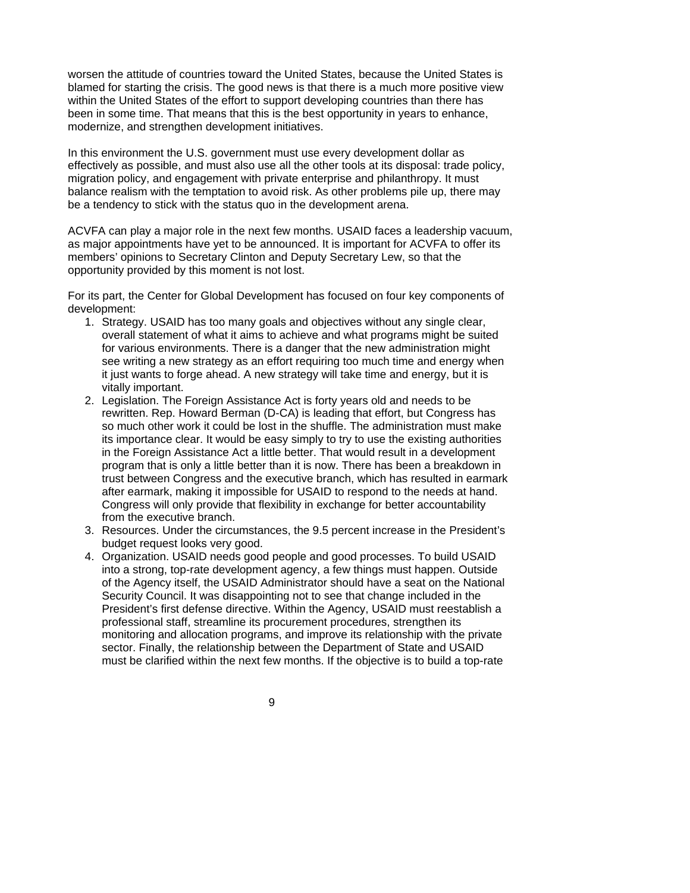worsen the attitude of countries toward the United States, because the United States is blamed for starting the crisis. The good news is that there is a much more positive view within the United States of the effort to support developing countries than there has been in some time. That means that this is the best opportunity in years to enhance, modernize, and strengthen development initiatives.

In this environment the U.S. government must use every development dollar as effectively as possible, and must also use all the other tools at its disposal: trade policy, migration policy, and engagement with private enterprise and philanthropy. It must balance realism with the temptation to avoid risk. As other problems pile up, there may be a tendency to stick with the status quo in the development arena.

ACVFA can play a major role in the next few months. USAID faces a leadership vacuum, as major appointments have yet to be announced. It is important for ACVFA to offer its members' opinions to Secretary Clinton and Deputy Secretary Lew, so that the opportunity provided by this moment is not lost.

For its part, the Center for Global Development has focused on four key components of development:

1. Strategy. USAID has too many goals and objectives without any single clear, overall statement of what it aims to achieve and what programs might be suited for various environments. There is a danger that the new administration might see writing a new strategy as an effort requiring too much time and energy when it just wants to forge ahead. A new strategy will take time and energy, but it is vitally important.
2. Legislation. The Foreign Assistance Act is forty years old and needs to be rewritten. Rep. Howard Berman (D-CA) is leading that effort, but Congress has so much other work it could be lost in the shuffle. The administration must make its importance clear. It would be easy simply to try to use the existing authorities in the Foreign Assistance Act a little better. That would result in a development program that is only a little better than it is now. There has been a breakdown in trust between Congress and the executive branch, which has resulted in earmark after earmark, making it impossible for USAID to respond to the needs at hand. Congress will only provide that flexibility in exchange for better accountability from the executive branch.
3. Resources. Under the circumstances, the 9.5 percent increase in the President's budget request looks very good.
4. Organization. USAID needs good people and good processes. To build USAID into a strong, top-rate development agency, a few things must happen. Outside of the Agency itself, the USAID Administrator should have a seat on the National Security Council. It was disappointing not to see that change included in the President's first defense directive. Within the Agency, USAID must reestablish a professional staff, streamline its procurement procedures, strengthen its monitoring and allocation programs, and improve its relationship with the private sector. Finally, the relationship between the Department of State and USAID must be clarified within the next few months. If the objective is to build a top-rate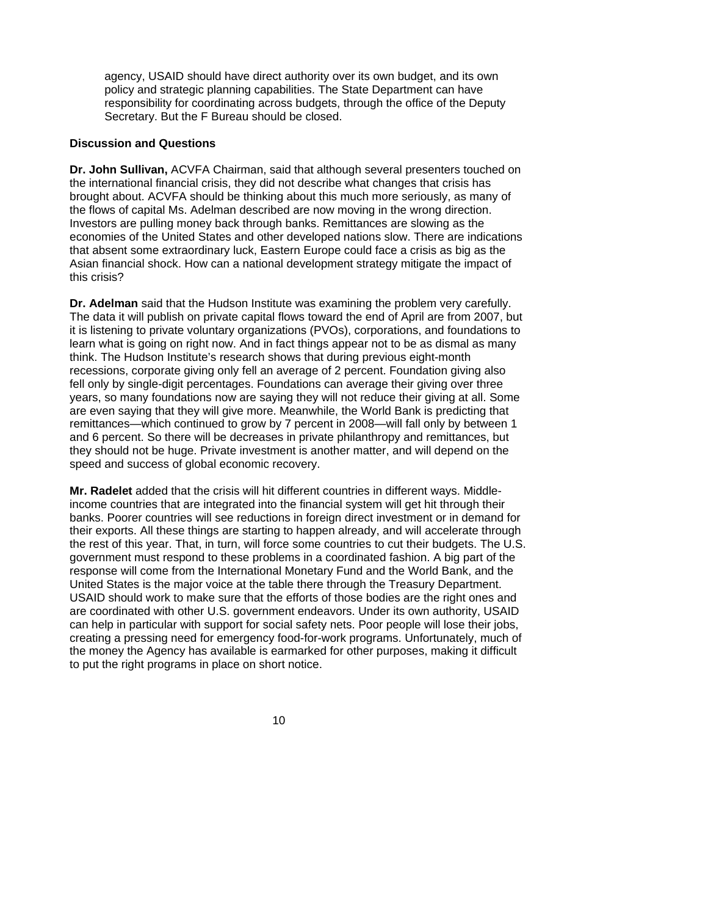agency, USAID should have direct authority over its own budget, and its own policy and strategic planning capabilities. The State Department can have responsibility for coordinating across budgets, through the office of the Deputy Secretary. But the F Bureau should be closed.

**Discussion and Questions**

**Dr. John Sullivan,** ACVFA Chairman, said that although several presenters touched on the international financial crisis, they did not describe what changes that crisis has brought about. ACVFA should be thinking about this much more seriously, as many of the flows of capital Ms. Adelman described are now moving in the wrong direction. Investors are pulling money back through banks. Remittances are slowing as the economies of the United States and other developed nations slow. There are indications that absent some extraordinary luck, Eastern Europe could face a crisis as big as the Asian financial shock. How can a national development strategy mitigate the impact of this crisis?

**Dr. Adelman** said that the Hudson Institute was examining the problem very carefully. The data it will publish on private capital flows toward the end of April are from 2007, but it is listening to private voluntary organizations (PVOs), corporations, and foundations to learn what is going on right now. And in fact things appear not to be as dismal as many think. The Hudson Institute's research shows that during previous eight-month recessions, corporate giving only fell an average of 2 percent. Foundation giving also fell only by single-digit percentages. Foundations can average their giving over three years, so many foundations now are saying they will not reduce their giving at all. Some are even saying that they will give more. Meanwhile, the World Bank is predicting that remittances—which continued to grow by 7 percent in 2008—will fall only by between 1 and 6 percent. So there will be decreases in private philanthropy and remittances, but they should not be huge. Private investment is another matter, and will depend on the speed and success of global economic recovery.

**Mr. Radelet** added that the crisis will hit different countries in different ways. Middle-income countries that are integrated into the financial system will get hit through their banks. Poorer countries will see reductions in foreign direct investment or in demand for their exports. All these things are starting to happen already, and will accelerate through the rest of this year. That, in turn, will force some countries to cut their budgets. The U.S. government must respond to these problems in a coordinated fashion. A big part of the response will come from the International Monetary Fund and the World Bank, and the United States is the major voice at the table there through the Treasury Department. USAID should work to make sure that the efforts of those bodies are the right ones and are coordinated with other U.S. government endeavors. Under its own authority, USAID can help in particular with support for social safety nets. Poor people will lose their jobs, creating a pressing need for emergency food-for-work programs. Unfortunately, much of the money the Agency has available is earmarked for other purposes, making it difficult to put the right programs in place on short notice.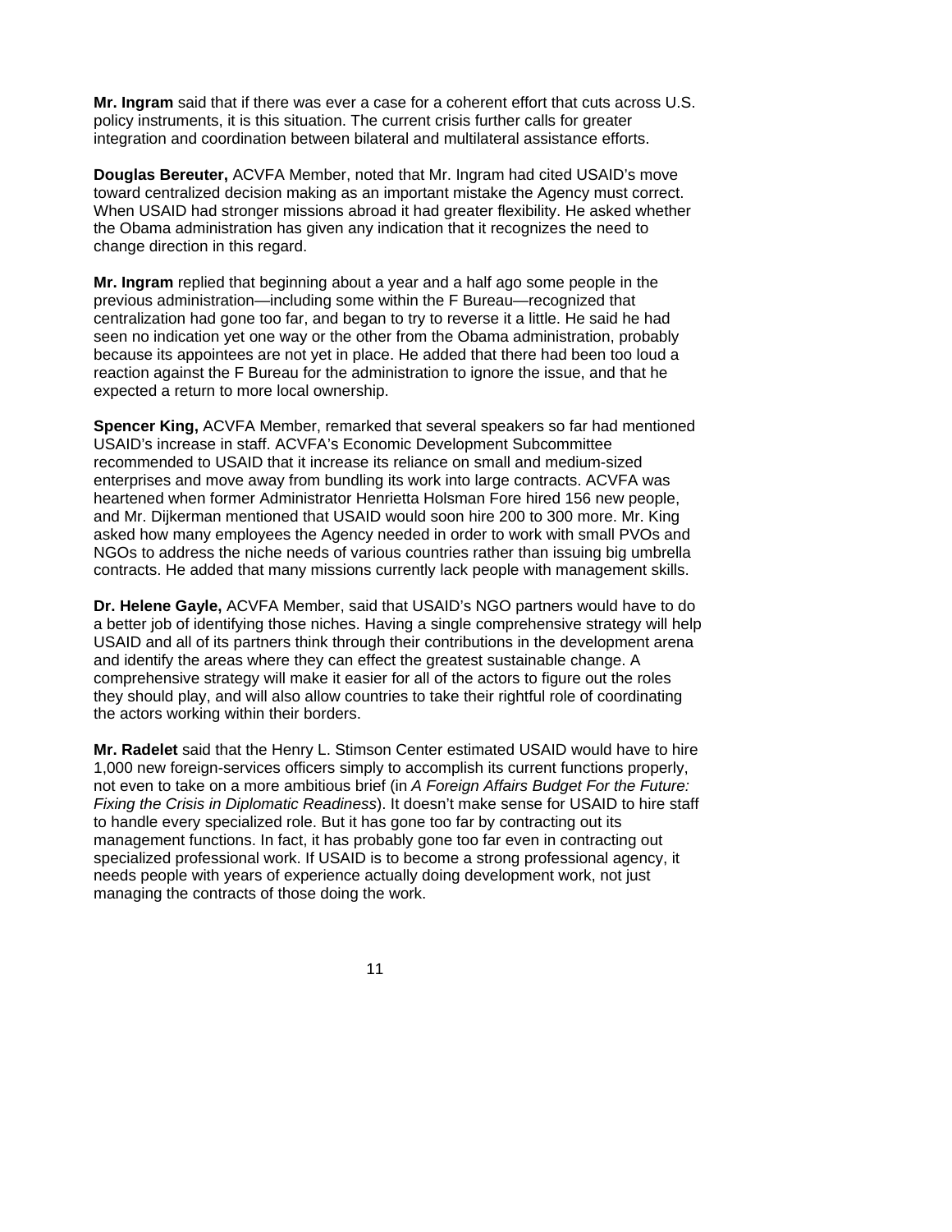**Mr. Ingram** said that if there was ever a case for a coherent effort that cuts across U.S. policy instruments, it is this situation. The current crisis further calls for greater integration and coordination between bilateral and multilateral assistance efforts.

**Douglas Bereuter,** ACVFA Member, noted that Mr. Ingram had cited USAID's move toward centralized decision making as an important mistake the Agency must correct. When USAID had stronger missions abroad it had greater flexibility. He asked whether the Obama administration has given any indication that it recognizes the need to change direction in this regard.

**Mr. Ingram** replied that beginning about a year and a half ago some people in the previous administration—including some within the F Bureau—recognized that centralization had gone too far, and began to try to reverse it a little. He said he had seen no indication yet one way or the other from the Obama administration, probably because its appointees are not yet in place. He added that there had been too loud a reaction against the F Bureau for the administration to ignore the issue, and that he expected a return to more local ownership.

**Spencer King,** ACVFA Member, remarked that several speakers so far had mentioned USAID's increase in staff. ACVFA's Economic Development Subcommittee recommended to USAID that it increase its reliance on small and medium-sized enterprises and move away from bundling its work into large contracts. ACVFA was heartened when former Administrator Henrietta Holsman Fore hired 156 new people, and Mr. Dijkerman mentioned that USAID would soon hire 200 to 300 more. Mr. King asked how many employees the Agency needed in order to work with small PVOs and NGOs to address the niche needs of various countries rather than issuing big umbrella contracts. He added that many missions currently lack people with management skills.

**Dr. Helene Gayle,** ACVFA Member, said that USAID's NGO partners would have to do a better job of identifying those niches. Having a single comprehensive strategy will help USAID and all of its partners think through their contributions in the development arena and identify the areas where they can effect the greatest sustainable change. A comprehensive strategy will make it easier for all of the actors to figure out the roles they should play, and will also allow countries to take their rightful role of coordinating the actors working within their borders.

**Mr. Radelet** said that the Henry L. Stimson Center estimated USAID would have to hire 1,000 new foreign-services officers simply to accomplish its current functions properly, not even to take on a more ambitious brief (in *A Foreign Affairs Budget For the Future: Fixing the Crisis in Diplomatic Readiness*). It doesn't make sense for USAID to hire staff to handle every specialized role. But it has gone too far by contracting out its management functions. In fact, it has probably gone too far even in contracting out specialized professional work. If USAID is to become a strong professional agency, it needs people with years of experience actually doing development work, not just managing the contracts of those doing the work.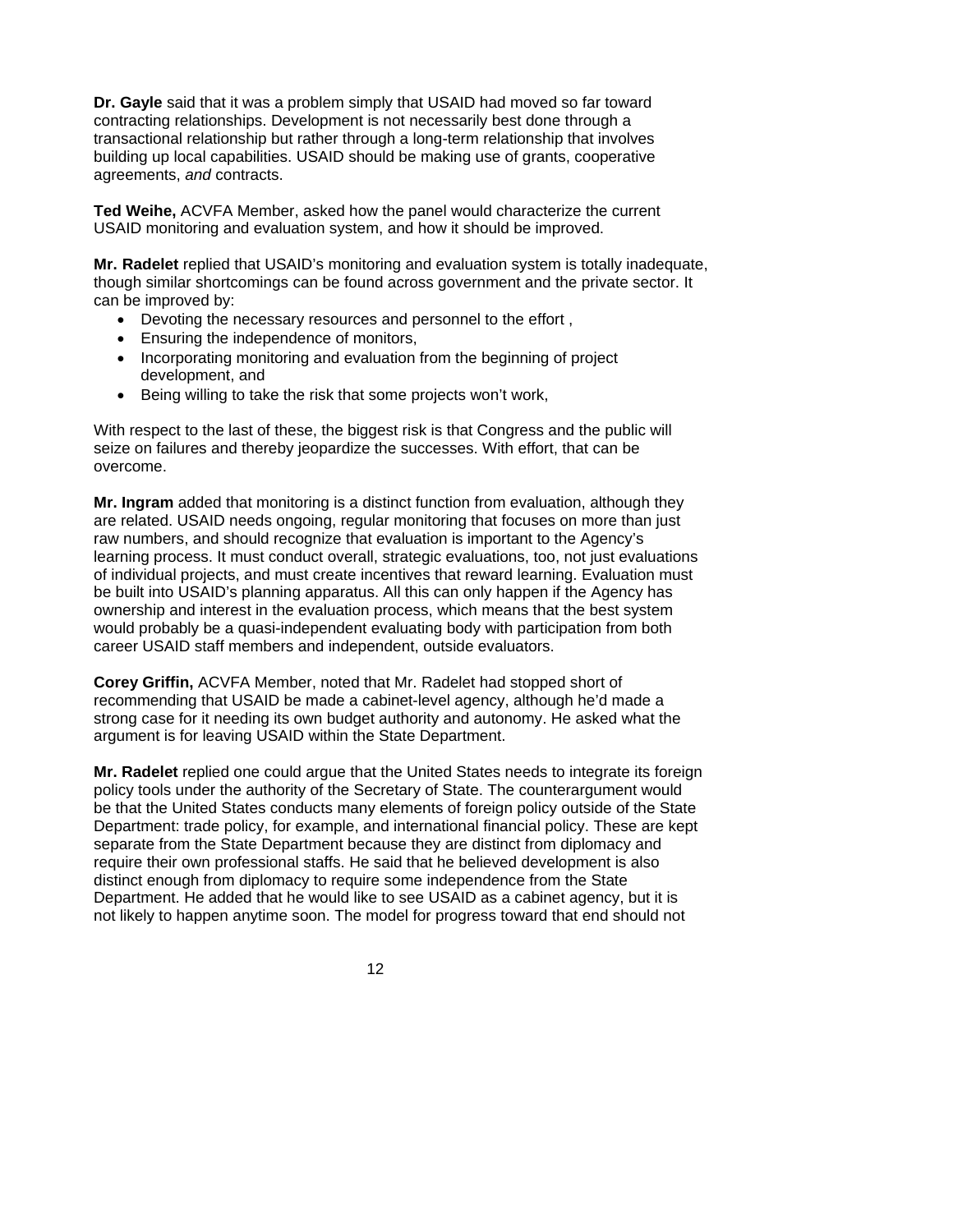**Dr. Gayle** said that it was a problem simply that USAID had moved so far toward contracting relationships. Development is not necessarily best done through a transactional relationship but rather through a long-term relationship that involves building up local capabilities. USAID should be making use of grants, cooperative agreements, *and* contracts.

**Ted Weihe,** ACVFA Member, asked how the panel would characterize the current USAID monitoring and evaluation system, and how it should be improved.

**Mr. Radelet** replied that USAID's monitoring and evaluation system is totally inadequate, though similar shortcomings can be found across government and the private sector. It can be improved by:

- Devoting the necessary resources and personnel to the effort ,
- Ensuring the independence of monitors,
- Incorporating monitoring and evaluation from the beginning of project development, and
- Being willing to take the risk that some projects won't work,

With respect to the last of these, the biggest risk is that Congress and the public will seize on failures and thereby jeopardize the successes. With effort, that can be overcome.

**Mr. Ingram** added that monitoring is a distinct function from evaluation, although they are related. USAID needs ongoing, regular monitoring that focuses on more than just raw numbers, and should recognize that evaluation is important to the Agency's learning process. It must conduct overall, strategic evaluations, too, not just evaluations of individual projects, and must create incentives that reward learning. Evaluation must be built into USAID's planning apparatus. All this can only happen if the Agency has ownership and interest in the evaluation process, which means that the best system would probably be a quasi-independent evaluating body with participation from both career USAID staff members and independent, outside evaluators.

**Corey Griffin,** ACVFA Member, noted that Mr. Radelet had stopped short of recommending that USAID be made a cabinet-level agency, although he'd made a strong case for it needing its own budget authority and autonomy. He asked what the argument is for leaving USAID within the State Department.

**Mr. Radelet** replied one could argue that the United States needs to integrate its foreign policy tools under the authority of the Secretary of State. The counterargument would be that the United States conducts many elements of foreign policy outside of the State Department: trade policy, for example, and international financial policy. These are kept separate from the State Department because they are distinct from diplomacy and require their own professional staffs. He said that he believed development is also distinct enough from diplomacy to require some independence from the State Department. He added that he would like to see USAID as a cabinet agency, but it is not likely to happen anytime soon. The model for progress toward that end should not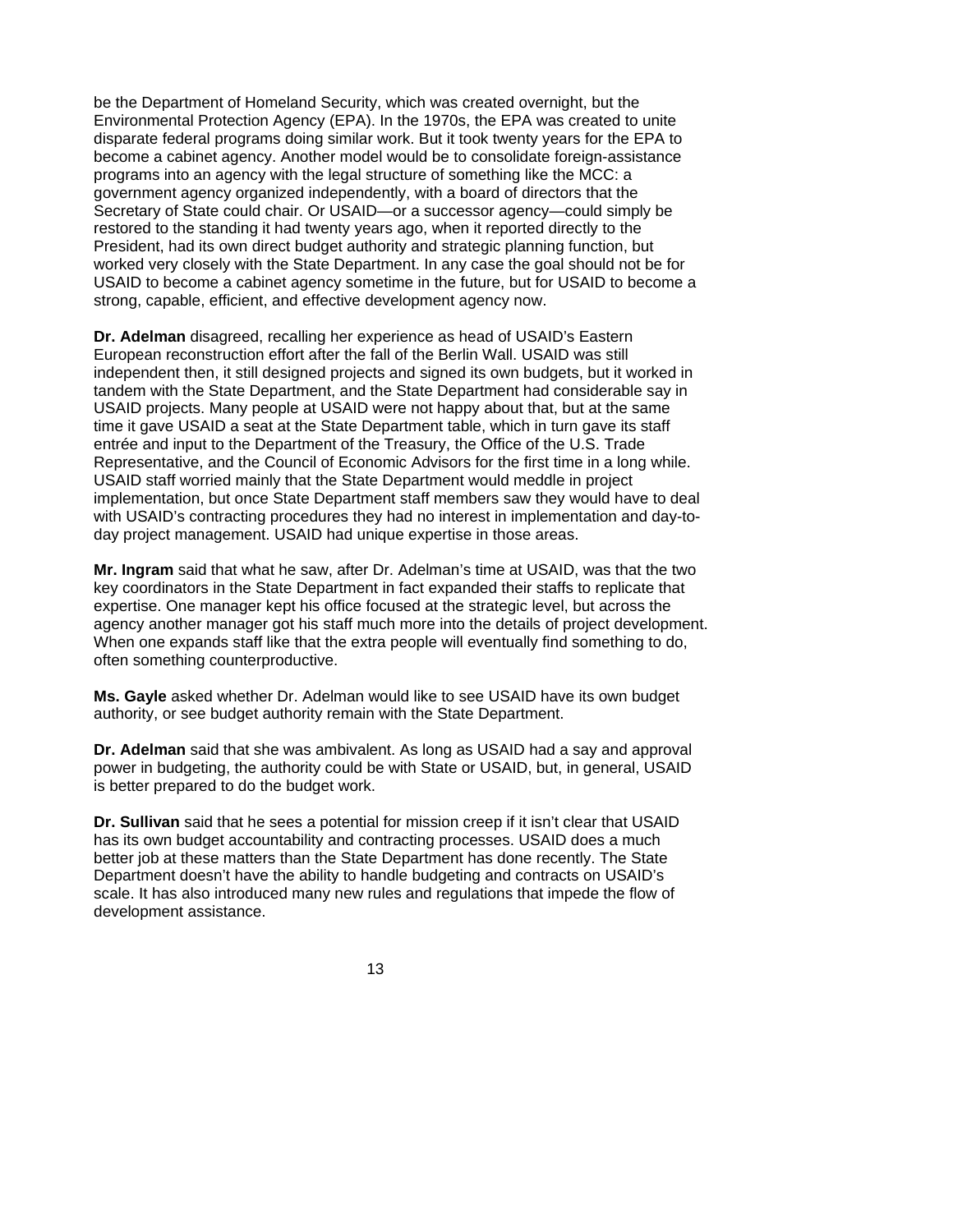be the Department of Homeland Security, which was created overnight, but the Environmental Protection Agency (EPA). In the 1970s, the EPA was created to unite disparate federal programs doing similar work. But it took twenty years for the EPA to become a cabinet agency. Another model would be to consolidate foreign-assistance programs into an agency with the legal structure of something like the MCC: a government agency organized independently, with a board of directors that the Secretary of State could chair. Or USAID—or a successor agency—could simply be restored to the standing it had twenty years ago, when it reported directly to the President, had its own direct budget authority and strategic planning function, but worked very closely with the State Department. In any case the goal should not be for USAID to become a cabinet agency sometime in the future, but for USAID to become a strong, capable, efficient, and effective development agency now.

**Dr. Adelman** disagreed, recalling her experience as head of USAID's Eastern European reconstruction effort after the fall of the Berlin Wall. USAID was still independent then, it still designed projects and signed its own budgets, but it worked in tandem with the State Department, and the State Department had considerable say in USAID projects. Many people at USAID were not happy about that, but at the same time it gave USAID a seat at the State Department table, which in turn gave its staff entrée and input to the Department of the Treasury, the Office of the U.S. Trade Representative, and the Council of Economic Advisors for the first time in a long while. USAID staff worried mainly that the State Department would meddle in project implementation, but once State Department staff members saw they would have to deal with USAID's contracting procedures they had no interest in implementation and day-to-day project management. USAID had unique expertise in those areas.

**Mr. Ingram** said that what he saw, after Dr. Adelman's time at USAID, was that the two key coordinators in the State Department in fact expanded their staffs to replicate that expertise. One manager kept his office focused at the strategic level, but across the agency another manager got his staff much more into the details of project development. When one expands staff like that the extra people will eventually find something to do, often something counterproductive.

**Ms. Gayle** asked whether Dr. Adelman would like to see USAID have its own budget authority, or see budget authority remain with the State Department.

**Dr. Adelman** said that she was ambivalent. As long as USAID had a say and approval power in budgeting, the authority could be with State or USAID, but, in general, USAID is better prepared to do the budget work.

**Dr. Sullivan** said that he sees a potential for mission creep if it isn't clear that USAID has its own budget accountability and contracting processes. USAID does a much better job at these matters than the State Department has done recently. The State Department doesn't have the ability to handle budgeting and contracts on USAID's scale. It has also introduced many new rules and regulations that impede the flow of development assistance.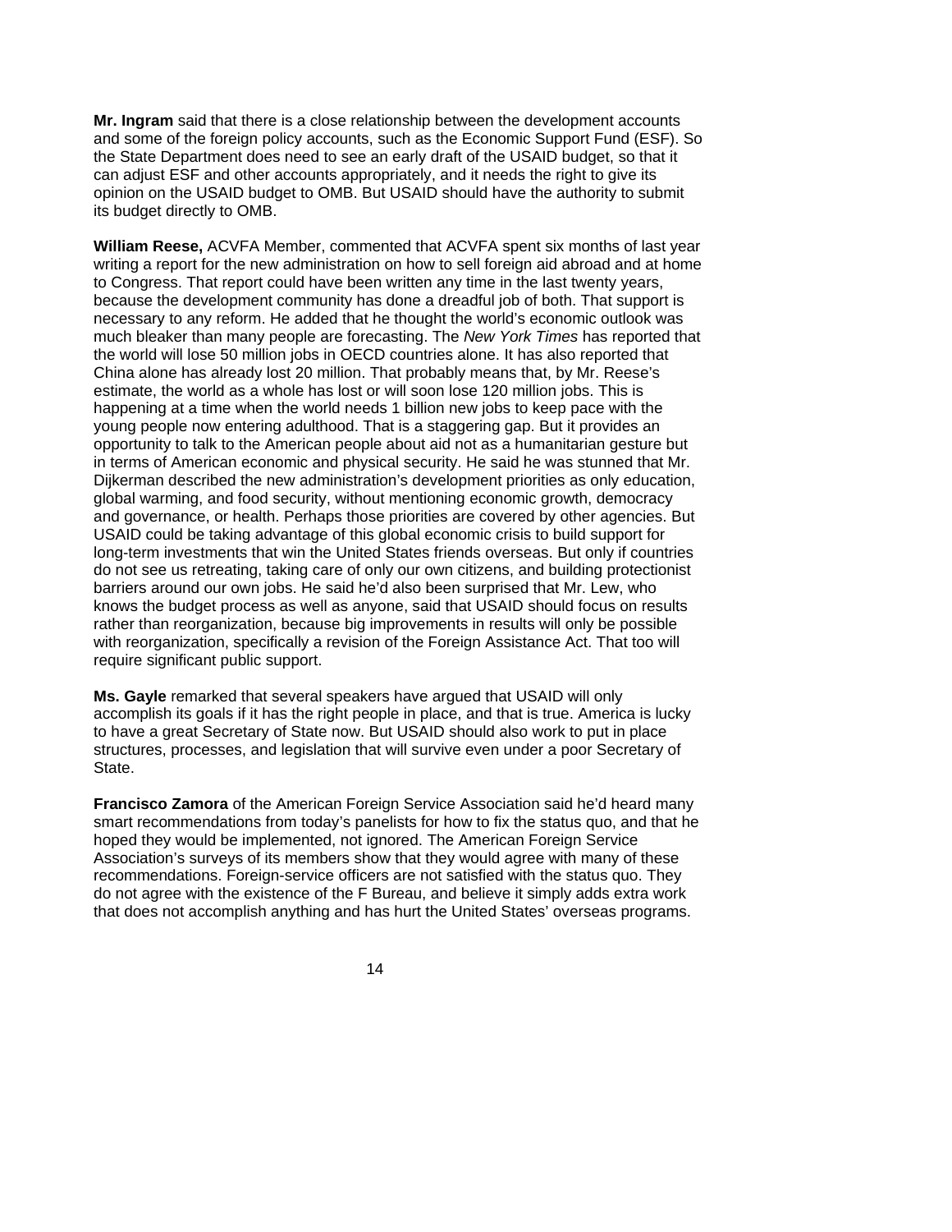**Mr. Ingram** said that there is a close relationship between the development accounts and some of the foreign policy accounts, such as the Economic Support Fund (ESF). So the State Department does need to see an early draft of the USAID budget, so that it can adjust ESF and other accounts appropriately, and it needs the right to give its opinion on the USAID budget to OMB. But USAID should have the authority to submit its budget directly to OMB.

**William Reese,** ACVFA Member, commented that ACVFA spent six months of last year writing a report for the new administration on how to sell foreign aid abroad and at home to Congress. That report could have been written any time in the last twenty years, because the development community has done a dreadful job of both. That support is necessary to any reform. He added that he thought the world's economic outlook was much bleaker than many people are forecasting. The *New York Times* has reported that the world will lose 50 million jobs in OECD countries alone. It has also reported that China alone has already lost 20 million. That probably means that, by Mr. Reese's estimate, the world as a whole has lost or will soon lose 120 million jobs. This is happening at a time when the world needs 1 billion new jobs to keep pace with the young people now entering adulthood. That is a staggering gap. But it provides an opportunity to talk to the American people about aid not as a humanitarian gesture but in terms of American economic and physical security. He said he was stunned that Mr. Dijkerman described the new administration's development priorities as only education, global warming, and food security, without mentioning economic growth, democracy and governance, or health. Perhaps those priorities are covered by other agencies. But USAID could be taking advantage of this global economic crisis to build support for long-term investments that win the United States friends overseas. But only if countries do not see us retreating, taking care of only our own citizens, and building protectionist barriers around our own jobs. He said he'd also been surprised that Mr. Lew, who knows the budget process as well as anyone, said that USAID should focus on results rather than reorganization, because big improvements in results will only be possible with reorganization, specifically a revision of the Foreign Assistance Act. That too will require significant public support.

**Ms. Gayle** remarked that several speakers have argued that USAID will only accomplish its goals if it has the right people in place, and that is true. America is lucky to have a great Secretary of State now. But USAID should also work to put in place structures, processes, and legislation that will survive even under a poor Secretary of State.

**Francisco Zamora** of the American Foreign Service Association said he'd heard many smart recommendations from today's panelists for how to fix the status quo, and that he hoped they would be implemented, not ignored. The American Foreign Service Association's surveys of its members show that they would agree with many of these recommendations. Foreign-service officers are not satisfied with the status quo. They do not agree with the existence of the F Bureau, and believe it simply adds extra work that does not accomplish anything and has hurt the United States' overseas programs.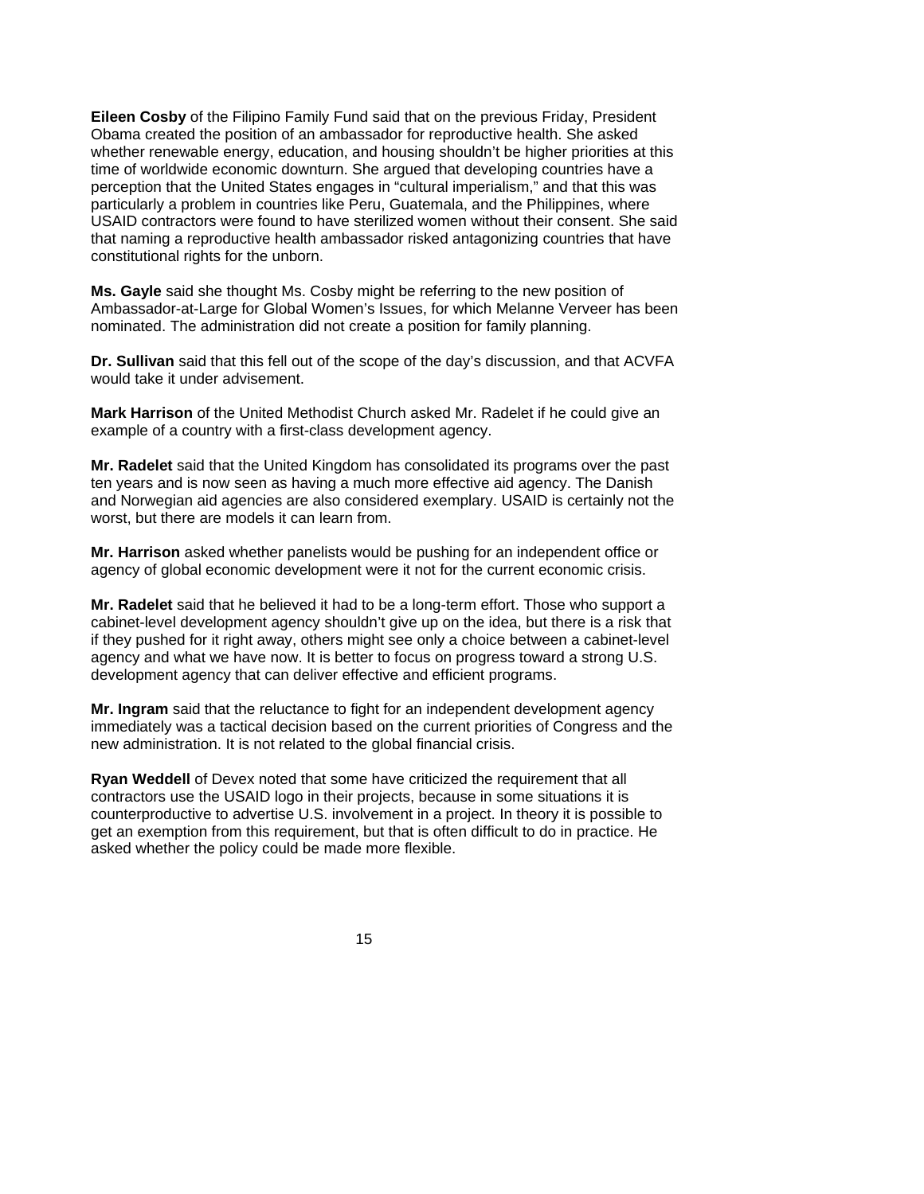**Eileen Cosby** of the Filipino Family Fund said that on the previous Friday, President Obama created the position of an ambassador for reproductive health. She asked whether renewable energy, education, and housing shouldn't be higher priorities at this time of worldwide economic downturn. She argued that developing countries have a perception that the United States engages in "cultural imperialism," and that this was particularly a problem in countries like Peru, Guatemala, and the Philippines, where USAID contractors were found to have sterilized women without their consent. She said that naming a reproductive health ambassador risked antagonizing countries that have constitutional rights for the unborn.

**Ms. Gayle** said she thought Ms. Cosby might be referring to the new position of Ambassador-at-Large for Global Women's Issues, for which Melanne Verveer has been nominated. The administration did not create a position for family planning.

**Dr. Sullivan** said that this fell out of the scope of the day's discussion, and that ACVFA would take it under advisement.

**Mark Harrison** of the United Methodist Church asked Mr. Radelet if he could give an example of a country with a first-class development agency.

**Mr. Radelet** said that the United Kingdom has consolidated its programs over the past ten years and is now seen as having a much more effective aid agency. The Danish and Norwegian aid agencies are also considered exemplary. USAID is certainly not the worst, but there are models it can learn from.

**Mr. Harrison** asked whether panelists would be pushing for an independent office or agency of global economic development were it not for the current economic crisis.

**Mr. Radelet** said that he believed it had to be a long-term effort. Those who support a cabinet-level development agency shouldn't give up on the idea, but there is a risk that if they pushed for it right away, others might see only a choice between a cabinet-level agency and what we have now. It is better to focus on progress toward a strong U.S. development agency that can deliver effective and efficient programs.

**Mr. Ingram** said that the reluctance to fight for an independent development agency immediately was a tactical decision based on the current priorities of Congress and the new administration. It is not related to the global financial crisis.

**Ryan Weddell** of Devex noted that some have criticized the requirement that all contractors use the USAID logo in their projects, because in some situations it is counterproductive to advertise U.S. involvement in a project. In theory it is possible to get an exemption from this requirement, but that is often difficult to do in practice. He asked whether the policy could be made more flexible.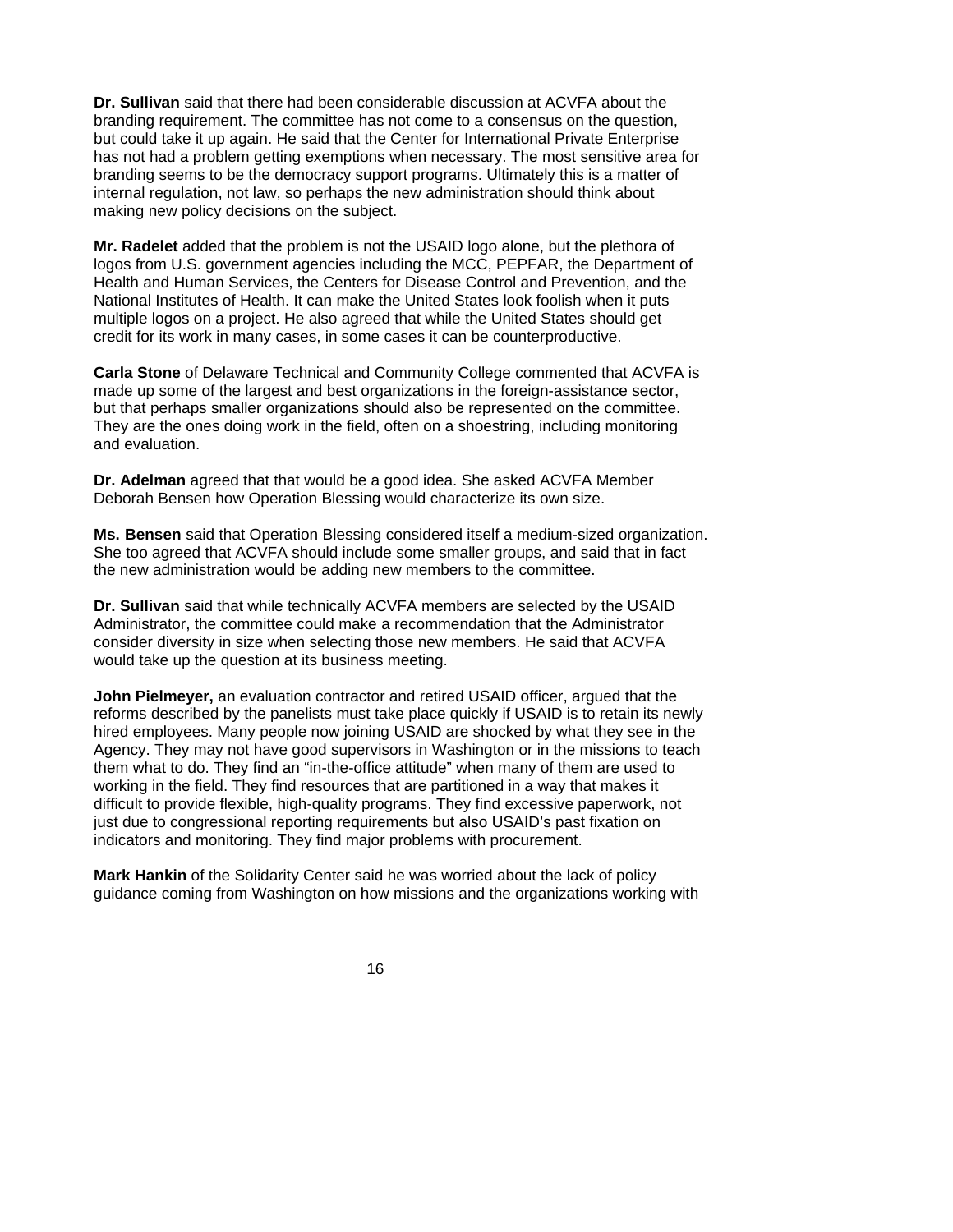**Dr. Sullivan** said that there had been considerable discussion at ACVFA about the branding requirement. The committee has not come to a consensus on the question, but could take it up again. He said that the Center for International Private Enterprise has not had a problem getting exemptions when necessary. The most sensitive area for branding seems to be the democracy support programs. Ultimately this is a matter of internal regulation, not law, so perhaps the new administration should think about making new policy decisions on the subject.

**Mr. Radelet** added that the problem is not the USAID logo alone, but the plethora of logos from U.S. government agencies including the MCC, PEPFAR, the Department of Health and Human Services, the Centers for Disease Control and Prevention, and the National Institutes of Health. It can make the United States look foolish when it puts multiple logos on a project. He also agreed that while the United States should get credit for its work in many cases, in some cases it can be counterproductive.

**Carla Stone** of Delaware Technical and Community College commented that ACVFA is made up some of the largest and best organizations in the foreign-assistance sector, but that perhaps smaller organizations should also be represented on the committee. They are the ones doing work in the field, often on a shoestring, including monitoring and evaluation.

**Dr. Adelman** agreed that that would be a good idea. She asked ACVFA Member Deborah Bensen how Operation Blessing would characterize its own size.

**Ms. Bensen** said that Operation Blessing considered itself a medium-sized organization. She too agreed that ACVFA should include some smaller groups, and said that in fact the new administration would be adding new members to the committee.

**Dr. Sullivan** said that while technically ACVFA members are selected by the USAID Administrator, the committee could make a recommendation that the Administrator consider diversity in size when selecting those new members. He said that ACVFA would take up the question at its business meeting.

**John Pielmeyer,** an evaluation contractor and retired USAID officer, argued that the reforms described by the panelists must take place quickly if USAID is to retain its newly hired employees. Many people now joining USAID are shocked by what they see in the Agency. They may not have good supervisors in Washington or in the missions to teach them what to do. They find an "in-the-office attitude" when many of them are used to working in the field. They find resources that are partitioned in a way that makes it difficult to provide flexible, high-quality programs. They find excessive paperwork, not just due to congressional reporting requirements but also USAID's past fixation on indicators and monitoring. They find major problems with procurement.

**Mark Hankin** of the Solidarity Center said he was worried about the lack of policy guidance coming from Washington on how missions and the organizations working with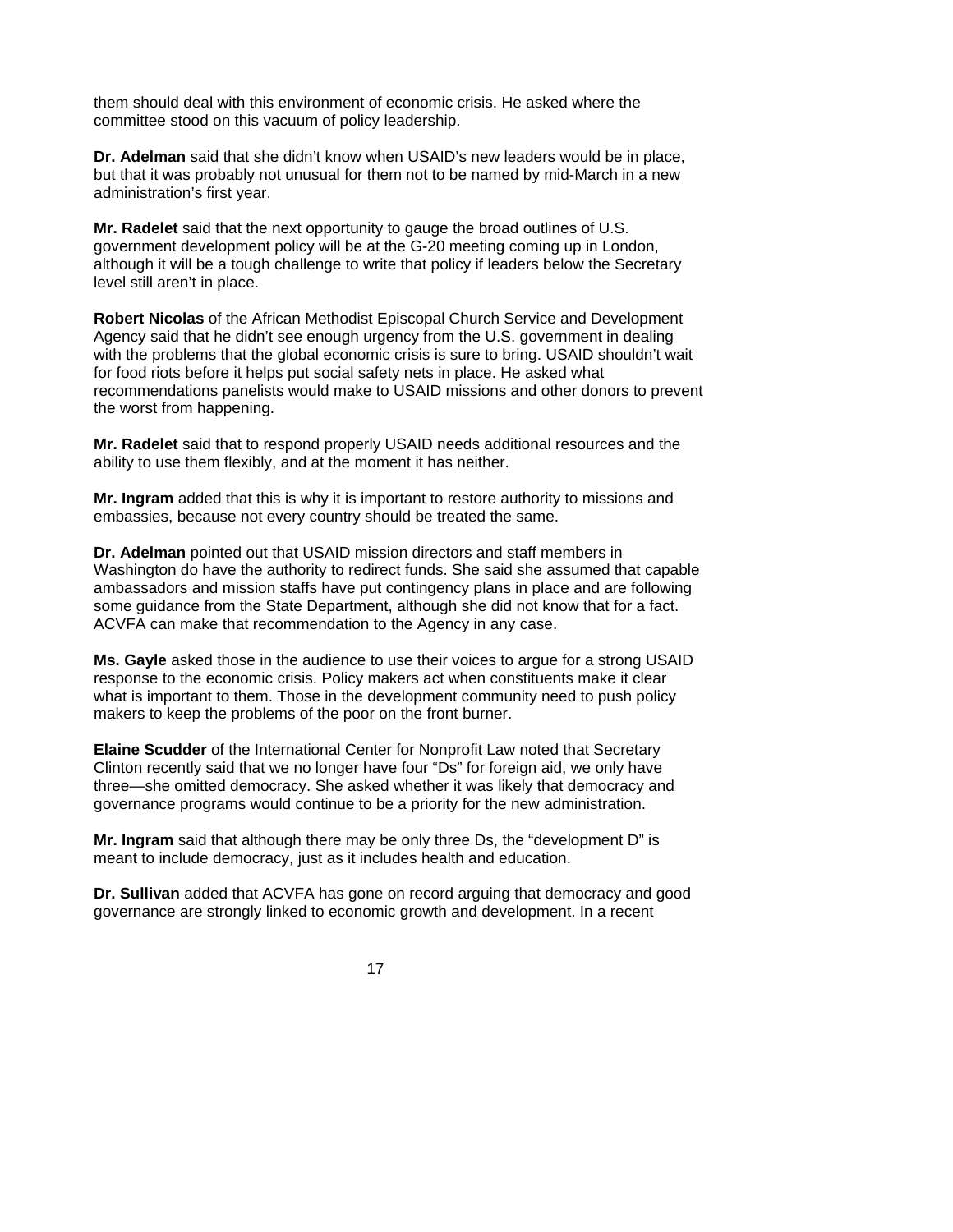them should deal with this environment of economic crisis. He asked where the committee stood on this vacuum of policy leadership.

**Dr. Adelman** said that she didn't know when USAID's new leaders would be in place, but that it was probably not unusual for them not to be named by mid-March in a new administration's first year.

**Mr. Radelet** said that the next opportunity to gauge the broad outlines of U.S. government development policy will be at the G-20 meeting coming up in London, although it will be a tough challenge to write that policy if leaders below the Secretary level still aren't in place.

**Robert Nicolas** of the African Methodist Episcopal Church Service and Development Agency said that he didn't see enough urgency from the U.S. government in dealing with the problems that the global economic crisis is sure to bring. USAID shouldn't wait for food riots before it helps put social safety nets in place. He asked what recommendations panelists would make to USAID missions and other donors to prevent the worst from happening.

**Mr. Radelet** said that to respond properly USAID needs additional resources and the ability to use them flexibly, and at the moment it has neither.

**Mr. Ingram** added that this is why it is important to restore authority to missions and embassies, because not every country should be treated the same.

**Dr. Adelman** pointed out that USAID mission directors and staff members in Washington do have the authority to redirect funds. She said she assumed that capable ambassadors and mission staffs have put contingency plans in place and are following some guidance from the State Department, although she did not know that for a fact. ACVFA can make that recommendation to the Agency in any case.

**Ms. Gayle** asked those in the audience to use their voices to argue for a strong USAID response to the economic crisis. Policy makers act when constituents make it clear what is important to them. Those in the development community need to push policy makers to keep the problems of the poor on the front burner.

**Elaine Scudder** of the International Center for Nonprofit Law noted that Secretary Clinton recently said that we no longer have four "Ds" for foreign aid, we only have three—she omitted democracy. She asked whether it was likely that democracy and governance programs would continue to be a priority for the new administration.

**Mr. Ingram** said that although there may be only three Ds, the "development D" is meant to include democracy, just as it includes health and education.

**Dr. Sullivan** added that ACVFA has gone on record arguing that democracy and good governance are strongly linked to economic growth and development. In a recent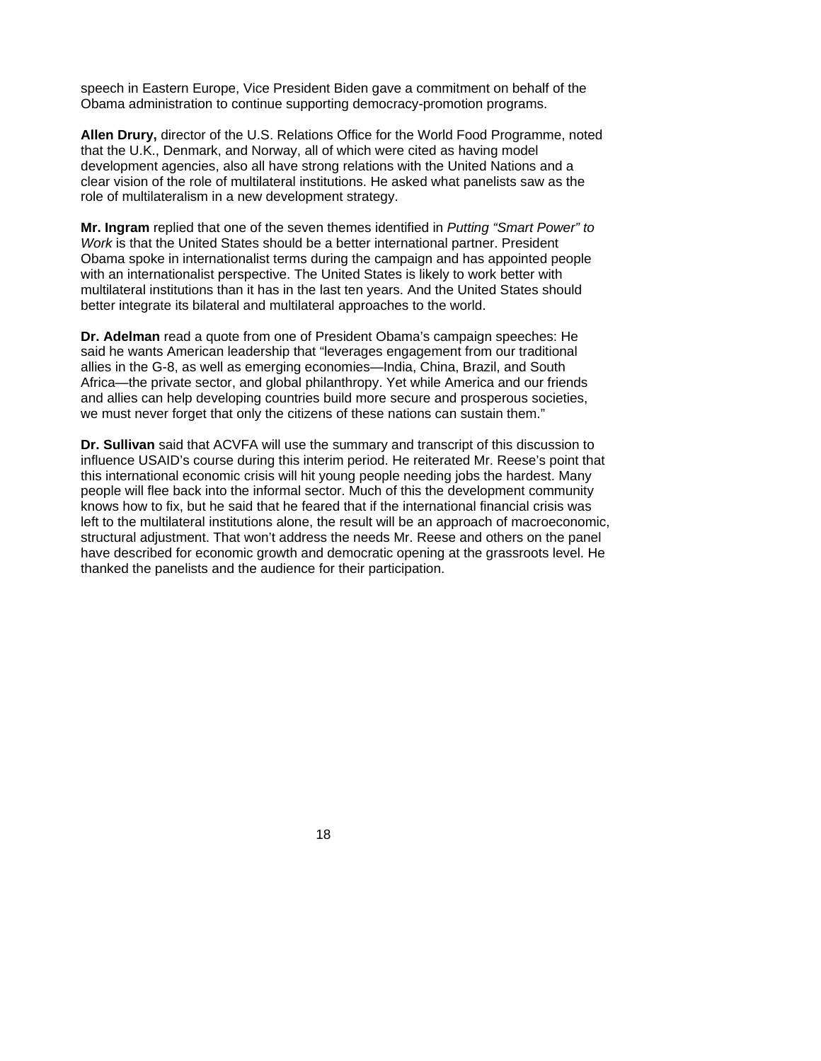speech in Eastern Europe, Vice President Biden gave a commitment on behalf of the Obama administration to continue supporting democracy-promotion programs.

**Allen Drury,** director of the U.S. Relations Office for the World Food Programme, noted that the U.K., Denmark, and Norway, all of which were cited as having model development agencies, also all have strong relations with the United Nations and a clear vision of the role of multilateral institutions. He asked what panelists saw as the role of multilateralism in a new development strategy.

**Mr. Ingram** replied that one of the seven themes identified in *Putting "Smart Power" to Work* is that the United States should be a better international partner. President Obama spoke in internationalist terms during the campaign and has appointed people with an internationalist perspective. The United States is likely to work better with multilateral institutions than it has in the last ten years. And the United States should better integrate its bilateral and multilateral approaches to the world.

**Dr. Adelman** read a quote from one of President Obama's campaign speeches: He said he wants American leadership that "leverages engagement from our traditional allies in the G-8, as well as emerging economies—India, China, Brazil, and South Africa—the private sector, and global philanthropy. Yet while America and our friends and allies can help developing countries build more secure and prosperous societies, we must never forget that only the citizens of these nations can sustain them."

**Dr. Sullivan** said that ACVFA will use the summary and transcript of this discussion to influence USAID's course during this interim period. He reiterated Mr. Reese's point that this international economic crisis will hit young people needing jobs the hardest. Many people will flee back into the informal sector. Much of this the development community knows how to fix, but he said that he feared that if the international financial crisis was left to the multilateral institutions alone, the result will be an approach of macroeconomic, structural adjustment. That won't address the needs Mr. Reese and others on the panel have described for economic growth and democratic opening at the grassroots level. He thanked the panelists and the audience for their participation.